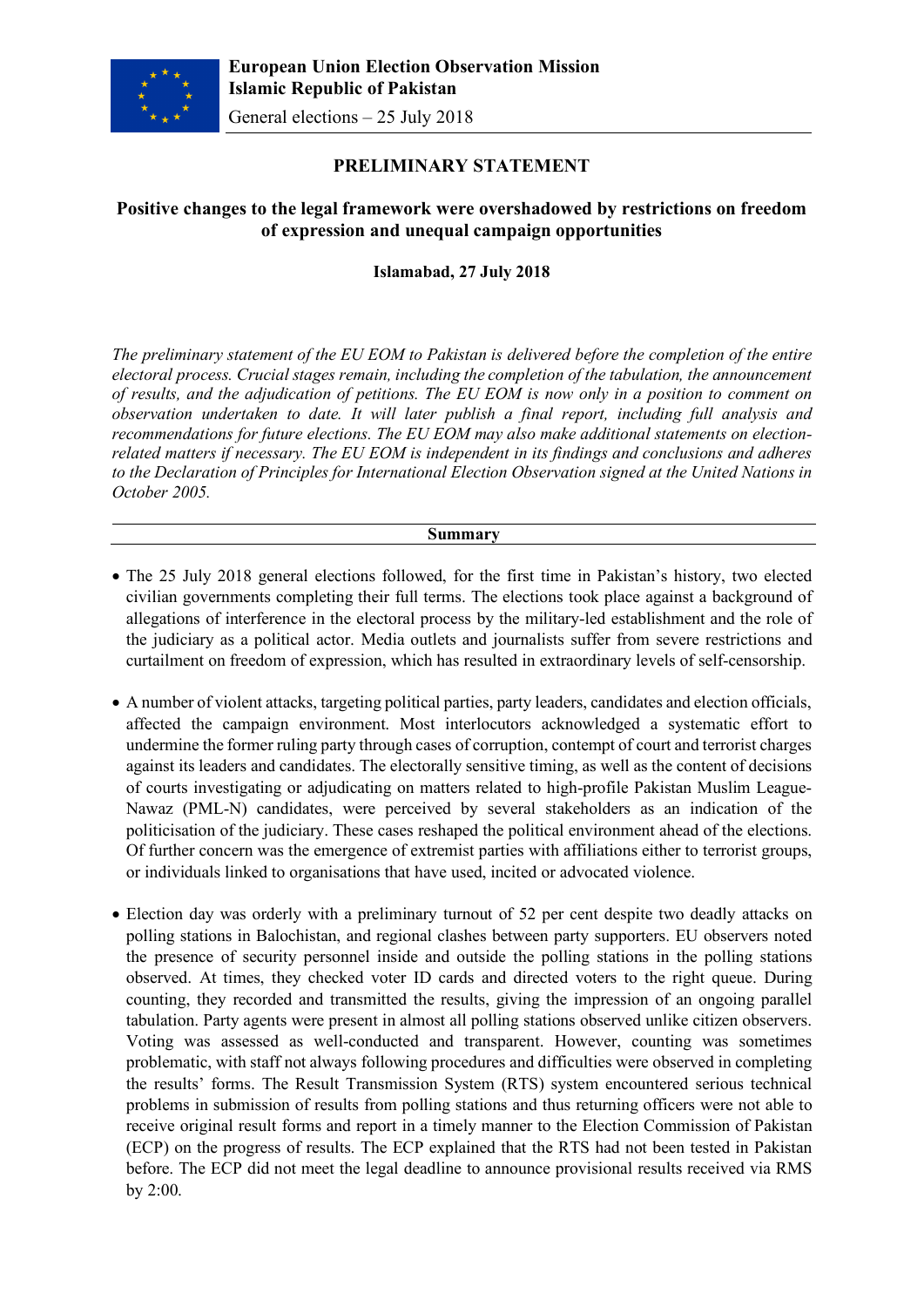**European Union Election Observation Mission**
**Islamic Republic of Pakistan**
General elections – 25 July 2018

# PRELIMINARY STATEMENT

## Positive changes to the legal framework were overshadowed by restrictions on freedom of expression and unequal campaign opportunities

**Islamabad, 27 July 2018**

*The preliminary statement of the EU EOM to Pakistan is delivered before the completion of the entire electoral process. Crucial stages remain, including the completion of the tabulation, the announcement of results, and the adjudication of petitions. The EU EOM is now only in a position to comment on observation undertaken to date. It will later publish a final report, including full analysis and recommendations for future elections. The EU EOM may also make additional statements on election-related matters if necessary. The EU EOM is independent in its findings and conclusions and adheres to the Declaration of Principles for International Election Observation signed at the United Nations in October 2005.*

### Summary

- The 25 July 2018 general elections followed, for the first time in Pakistan's history, two elected civilian governments completing their full terms. The elections took place against a background of allegations of interference in the electoral process by the military-led establishment and the role of the judiciary as a political actor. Media outlets and journalists suffer from severe restrictions and curtailment on freedom of expression, which has resulted in extraordinary levels of self-censorship.

- A number of violent attacks, targeting political parties, party leaders, candidates and election officials, affected the campaign environment. Most interlocutors acknowledged a systematic effort to undermine the former ruling party through cases of corruption, contempt of court and terrorist charges against its leaders and candidates. The electorally sensitive timing, as well as the content of decisions of courts investigating or adjudicating on matters related to high-profile Pakistan Muslim League-Nawaz (PML-N) candidates, were perceived by several stakeholders as an indication of the politicisation of the judiciary. These cases reshaped the political environment ahead of the elections. Of further concern was the emergence of extremist parties with affiliations either to terrorist groups, or individuals linked to organisations that have used, incited or advocated violence.

- Election day was orderly with a preliminary turnout of 52 per cent despite two deadly attacks on polling stations in Balochistan, and regional clashes between party supporters. EU observers noted the presence of security personnel inside and outside the polling stations in the polling stations observed. At times, they checked voter ID cards and directed voters to the right queue. During counting, they recorded and transmitted the results, giving the impression of an ongoing parallel tabulation. Party agents were present in almost all polling stations observed unlike citizen observers. Voting was assessed as well-conducted and transparent. However, counting was sometimes problematic, with staff not always following procedures and difficulties were observed in completing the results' forms. The Result Transmission System (RTS) system encountered serious technical problems in submission of results from polling stations and thus returning officers were not able to receive original result forms and report in a timely manner to the Election Commission of Pakistan (ECP) on the progress of results. The ECP explained that the RTS had not been tested in Pakistan before. The ECP did not meet the legal deadline to announce provisional results received via RMS by 2:00.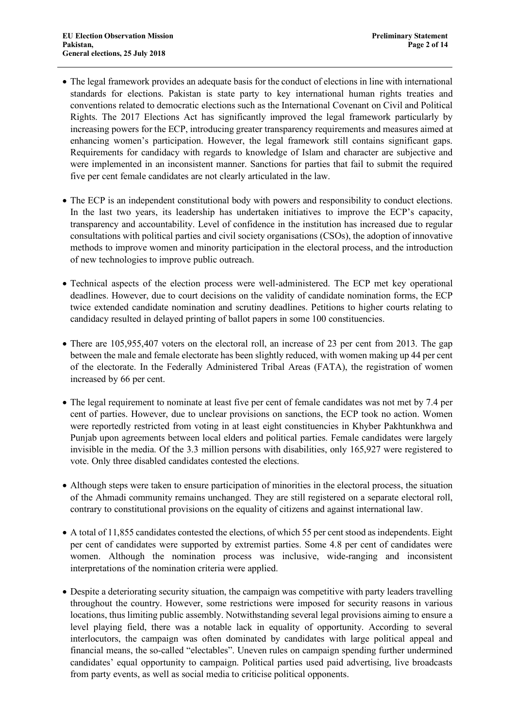- The legal framework provides an adequate basis for the conduct of elections in line with international standards for elections. Pakistan is state party to key international human rights treaties and conventions related to democratic elections such as the International Covenant on Civil and Political Rights. The 2017 Elections Act has significantly improved the legal framework particularly by increasing powers for the ECP, introducing greater transparency requirements and measures aimed at enhancing women's participation. However, the legal framework still contains significant gaps. Requirements for candidacy with regards to knowledge of Islam and character are subjective and were implemented in an inconsistent manner. Sanctions for parties that fail to submit the required five per cent female candidates are not clearly articulated in the law.

- The ECP is an independent constitutional body with powers and responsibility to conduct elections. In the last two years, its leadership has undertaken initiatives to improve the ECP's capacity, transparency and accountability. Level of confidence in the institution has increased due to regular consultations with political parties and civil society organisations (CSOs), the adoption of innovative methods to improve women and minority participation in the electoral process, and the introduction of new technologies to improve public outreach.

- Technical aspects of the election process were well-administered. The ECP met key operational deadlines. However, due to court decisions on the validity of candidate nomination forms, the ECP twice extended candidate nomination and scrutiny deadlines. Petitions to higher courts relating to candidacy resulted in delayed printing of ballot papers in some 100 constituencies.

- There are 105,955,407 voters on the electoral roll, an increase of 23 per cent from 2013. The gap between the male and female electorate has been slightly reduced, with women making up 44 per cent of the electorate. In the Federally Administered Tribal Areas (FATA), the registration of women increased by 66 per cent.

- The legal requirement to nominate at least five per cent of female candidates was not met by 7.4 per cent of parties. However, due to unclear provisions on sanctions, the ECP took no action. Women were reportedly restricted from voting in at least eight constituencies in Khyber Pakhtunkhwa and Punjab upon agreements between local elders and political parties. Female candidates were largely invisible in the media. Of the 3.3 million persons with disabilities, only 165,927 were registered to vote. Only three disabled candidates contested the elections.

- Although steps were taken to ensure participation of minorities in the electoral process, the situation of the Ahmadi community remains unchanged. They are still registered on a separate electoral roll, contrary to constitutional provisions on the equality of citizens and against international law.

- A total of 11,855 candidates contested the elections, of which 55 per cent stood as independents. Eight per cent of candidates were supported by extremist parties. Some 4.8 per cent of candidates were women. Although the nomination process was inclusive, wide-ranging and inconsistent interpretations of the nomination criteria were applied.

- Despite a deteriorating security situation, the campaign was competitive with party leaders travelling throughout the country. However, some restrictions were imposed for security reasons in various locations, thus limiting public assembly. Notwithstanding several legal provisions aiming to ensure a level playing field, there was a notable lack in equality of opportunity. According to several interlocutors, the campaign was often dominated by candidates with large political appeal and financial means, the so-called "electables". Uneven rules on campaign spending further undermined candidates' equal opportunity to campaign. Political parties used paid advertising, live broadcasts from party events, as well as social media to criticise political opponents.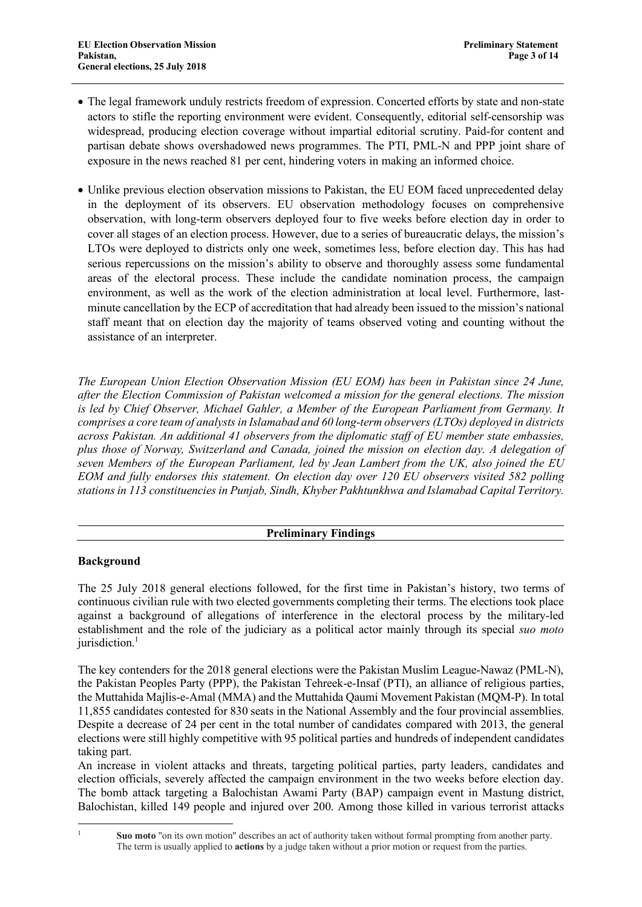- The legal framework unduly restricts freedom of expression. Concerted efforts by state and non-state actors to stifle the reporting environment were evident. Consequently, editorial self-censorship was widespread, producing election coverage without impartial editorial scrutiny. Paid-for content and partisan debate shows overshadowed news programmes. The PTI, PML-N and PPP joint share of exposure in the news reached 81 per cent, hindering voters in making an informed choice.

- Unlike previous election observation missions to Pakistan, the EU EOM faced unprecedented delay in the deployment of its observers. EU observation methodology focuses on comprehensive observation, with long-term observers deployed four to five weeks before election day in order to cover all stages of an election process. However, due to a series of bureaucratic delays, the mission's LTOs were deployed to districts only one week, sometimes less, before election day. This has had serious repercussions on the mission's ability to observe and thoroughly assess some fundamental areas of the electoral process. These include the candidate nomination process, the campaign environment, as well as the work of the election administration at local level. Furthermore, last-minute cancellation by the ECP of accreditation that had already been issued to the mission's national staff meant that on election day the majority of teams observed voting and counting without the assistance of an interpreter.

*The European Union Election Observation Mission (EU EOM) has been in Pakistan since 24 June, after the Election Commission of Pakistan welcomed a mission for the general elections. The mission is led by Chief Observer, Michael Gahler, a Member of the European Parliament from Germany. It comprises a core team of analysts in Islamabad and 60 long-term observers (LTOs) deployed in districts across Pakistan. An additional 41 observers from the diplomatic staff of EU member state embassies, plus those of Norway, Switzerland and Canada, joined the mission on election day. A delegation of seven Members of the European Parliament, led by Jean Lambert from the UK, also joined the EU EOM and fully endorses this statement. On election day over 120 EU observers visited 582 polling stations in 113 constituencies in Punjab, Sindh, Khyber Pakhtunkhwa and Islamabad Capital Territory.*

## Preliminary Findings

### Background

The 25 July 2018 general elections followed, for the first time in Pakistan's history, two terms of continuous civilian rule with two elected governments completing their terms. The elections took place against a background of allegations of interference in the electoral process by the military-led establishment and the role of the judiciary as a political actor mainly through its special *suo moto* jurisdiction.[1]

The key contenders for the 2018 general elections were the Pakistan Muslim League-Nawaz (PML-N), the Pakistan Peoples Party (PPP), the Pakistan Tehreek-e-Insaf (PTI), an alliance of religious parties, the Muttahida Majlis-e-Amal (MMA) and the Muttahida Qaumi Movement Pakistan (MQM-P). In total 11,855 candidates contested for 830 seats in the National Assembly and the four provincial assemblies. Despite a decrease of 24 per cent in the total number of candidates compared with 2013, the general elections were still highly competitive with 95 political parties and hundreds of independent candidates taking part.

An increase in violent attacks and threats, targeting political parties, party leaders, candidates and election officials, severely affected the campaign environment in the two weeks before election day. The bomb attack targeting a Balochistan Awami Party (BAP) campaign event in Mastung district, Balochistan, killed 149 people and injured over 200. Among those killed in various terrorist attacks

[1] **Suo moto** "on its own motion" describes an act of authority taken without formal prompting from another party. The term is usually applied to **actions** by a judge taken without a prior motion or request from the parties.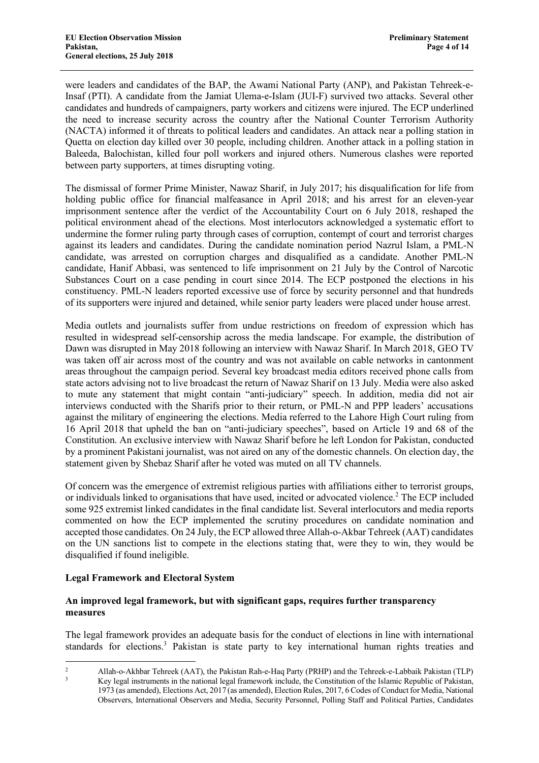were leaders and candidates of the BAP, the Awami National Party (ANP), and Pakistan Tehreek-e-Insaf (PTI). A candidate from the Jamiat Ulema-e-Islam (JUI-F) survived two attacks. Several other candidates and hundreds of campaigners, party workers and citizens were injured. The ECP underlined the need to increase security across the country after the National Counter Terrorism Authority (NACTA) informed it of threats to political leaders and candidates. An attack near a polling station in Quetta on election day killed over 30 people, including children. Another attack in a polling station in Baleeda, Balochistan, killed four poll workers and injured others. Numerous clashes were reported between party supporters, at times disrupting voting.

The dismissal of former Prime Minister, Nawaz Sharif, in July 2017; his disqualification for life from holding public office for financial malfeasance in April 2018; and his arrest for an eleven-year imprisonment sentence after the verdict of the Accountability Court on 6 July 2018, reshaped the political environment ahead of the elections. Most interlocutors acknowledged a systematic effort to undermine the former ruling party through cases of corruption, contempt of court and terrorist charges against its leaders and candidates. During the candidate nomination period Nazrul Islam, a PML-N candidate, was arrested on corruption charges and disqualified as a candidate. Another PML-N candidate, Hanif Abbasi, was sentenced to life imprisonment on 21 July by the Control of Narcotic Substances Court on a case pending in court since 2014. The ECP postponed the elections in his constituency. PML-N leaders reported excessive use of force by security personnel and that hundreds of its supporters were injured and detained, while senior party leaders were placed under house arrest.

Media outlets and journalists suffer from undue restrictions on freedom of expression which has resulted in widespread self-censorship across the media landscape. For example, the distribution of Dawn was disrupted in May 2018 following an interview with Nawaz Sharif. In March 2018, GEO TV was taken off air across most of the country and was not available on cable networks in cantonment areas throughout the campaign period. Several key broadcast media editors received phone calls from state actors advising not to live broadcast the return of Nawaz Sharif on 13 July. Media were also asked to mute any statement that might contain "anti-judiciary" speech. In addition, media did not air interviews conducted with the Sharifs prior to their return, or PML-N and PPP leaders' accusations against the military of engineering the elections. Media referred to the Lahore High Court ruling from 16 April 2018 that upheld the ban on "anti-judiciary speeches", based on Article 19 and 68 of the Constitution. An exclusive interview with Nawaz Sharif before he left London for Pakistan, conducted by a prominent Pakistani journalist, was not aired on any of the domestic channels. On election day, the statement given by Shebaz Sharif after he voted was muted on all TV channels.

Of concern was the emergence of extremist religious parties with affiliations either to terrorist groups, or individuals linked to organisations that have used, incited or advocated violence.[2] The ECP included some 925 extremist linked candidates in the final candidate list. Several interlocutors and media reports commented on how the ECP implemented the scrutiny procedures on candidate nomination and accepted those candidates. On 24 July, the ECP allowed three Allah-o-Akbar Tehreek (AAT) candidates on the UN sanctions list to compete in the elections stating that, were they to win, they would be disqualified if found ineligible.

## Legal Framework and Electoral System

### An improved legal framework, but with significant gaps, requires further transparency measures

The legal framework provides an adequate basis for the conduct of elections in line with international standards for elections.[3] Pakistan is state party to key international human rights treaties and

---

[2] Allah-o-Akhbar Tehreek (AAT), the Pakistan Rah-e-Haq Party (PRHP) and the Tehreek-e-Labbaik Pakistan (TLP)

[3] Key legal instruments in the national legal framework include, the Constitution of the Islamic Republic of Pakistan, 1973 (as amended), Elections Act, 2017 (as amended), Election Rules, 2017, 6 Codes of Conduct for Media, National Observers, International Observers and Media, Security Personnel, Polling Staff and Political Parties, Candidates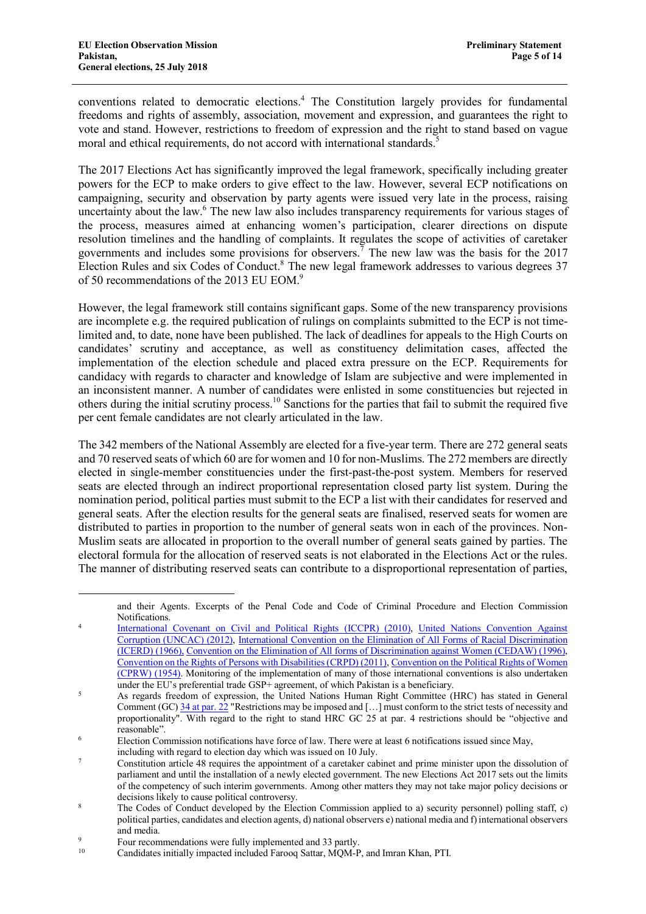conventions related to democratic elections.[4] The Constitution largely provides for fundamental freedoms and rights of assembly, association, movement and expression, and guarantees the right to vote and stand. However, restrictions to freedom of expression and the right to stand based on vague moral and ethical requirements, do not accord with international standards.[5]

The 2017 Elections Act has significantly improved the legal framework, specifically including greater powers for the ECP to make orders to give effect to the law. However, several ECP notifications on campaigning, security and observation by party agents were issued very late in the process, raising uncertainty about the law.[6] The new law also includes transparency requirements for various stages of the process, measures aimed at enhancing women's participation, clearer directions on dispute resolution timelines and the handling of complaints. It regulates the scope of activities of caretaker governments and includes some provisions for observers.[7] The new law was the basis for the 2017 Election Rules and six Codes of Conduct.[8] The new legal framework addresses to various degrees 37 of 50 recommendations of the 2013 EU EOM.[9]

However, the legal framework still contains significant gaps. Some of the new transparency provisions are incomplete e.g. the required publication of rulings on complaints submitted to the ECP is not time-limited and, to date, none have been published. The lack of deadlines for appeals to the High Courts on candidates' scrutiny and acceptance, as well as constituency delimitation cases, affected the implementation of the election schedule and placed extra pressure on the ECP. Requirements for candidacy with regards to character and knowledge of Islam are subjective and were implemented in an inconsistent manner. A number of candidates were enlisted in some constituencies but rejected in others during the initial scrutiny process.[10] Sanctions for the parties that fail to submit the required five per cent female candidates are not clearly articulated in the law.

The 342 members of the National Assembly are elected for a five-year term. There are 272 general seats and 70 reserved seats of which 60 are for women and 10 for non-Muslims. The 272 members are directly elected in single-member constituencies under the first-past-the-post system. Members for reserved seats are elected through an indirect proportional representation closed party list system. During the nomination period, political parties must submit to the ECP a list with their candidates for reserved and general seats. After the election results for the general seats are finalised, reserved seats for women are distributed to parties in proportion to the number of general seats won in each of the provinces. Non-Muslim seats are allocated in proportion to the overall number of general seats gained by parties. The electoral formula for the allocation of reserved seats is not elaborated in the Elections Act or the rules. The manner of distributing reserved seats can contribute to a disproportional representation of parties,

---

and their Agents. Excerpts of the Penal Code and Code of Criminal Procedure and Election Commission Notifications.

[4] International Covenant on Civil and Political Rights (ICCPR) (2010), United Nations Convention Against Corruption (UNCAC) (2012), International Convention on the Elimination of All Forms of Racial Discrimination (ICERD) (1966), Convention on the Elimination of All forms of Discrimination against Women (CEDAW) (1996), Convention on the Rights of Persons with Disabilities (CRPD) (2011), Convention on the Political Rights of Women (CPRW) (1954). Monitoring of the implementation of many of those international conventions is also undertaken under the EU's preferential trade GSP+ agreement, of which Pakistan is a beneficiary.

[5] As regards freedom of expression, the United Nations Human Right Committee (HRC) has stated in General Comment (GC) 34 at par. 22 "Restrictions may be imposed and […] must conform to the strict tests of necessity and proportionality". With regard to the right to stand HRC GC 25 at par. 4 restrictions should be "objective and reasonable".

[6] Election Commission notifications have force of law. There were at least 6 notifications issued since May, including with regard to election day which was issued on 10 July.

[7] Constitution article 48 requires the appointment of a caretaker cabinet and prime minister upon the dissolution of parliament and until the installation of a newly elected government. The new Elections Act 2017 sets out the limits of the competency of such interim governments. Among other matters they may not take major policy decisions or decisions likely to cause political controversy.

[8] The Codes of Conduct developed by the Election Commission applied to a) security personnel) polling staff, c) political parties, candidates and election agents, d) national observers e) national media and f) international observers and media.

[9] Four recommendations were fully implemented and 33 partly.

[10] Candidates initially impacted included Farooq Sattar, MQM-P, and Imran Khan, PTI.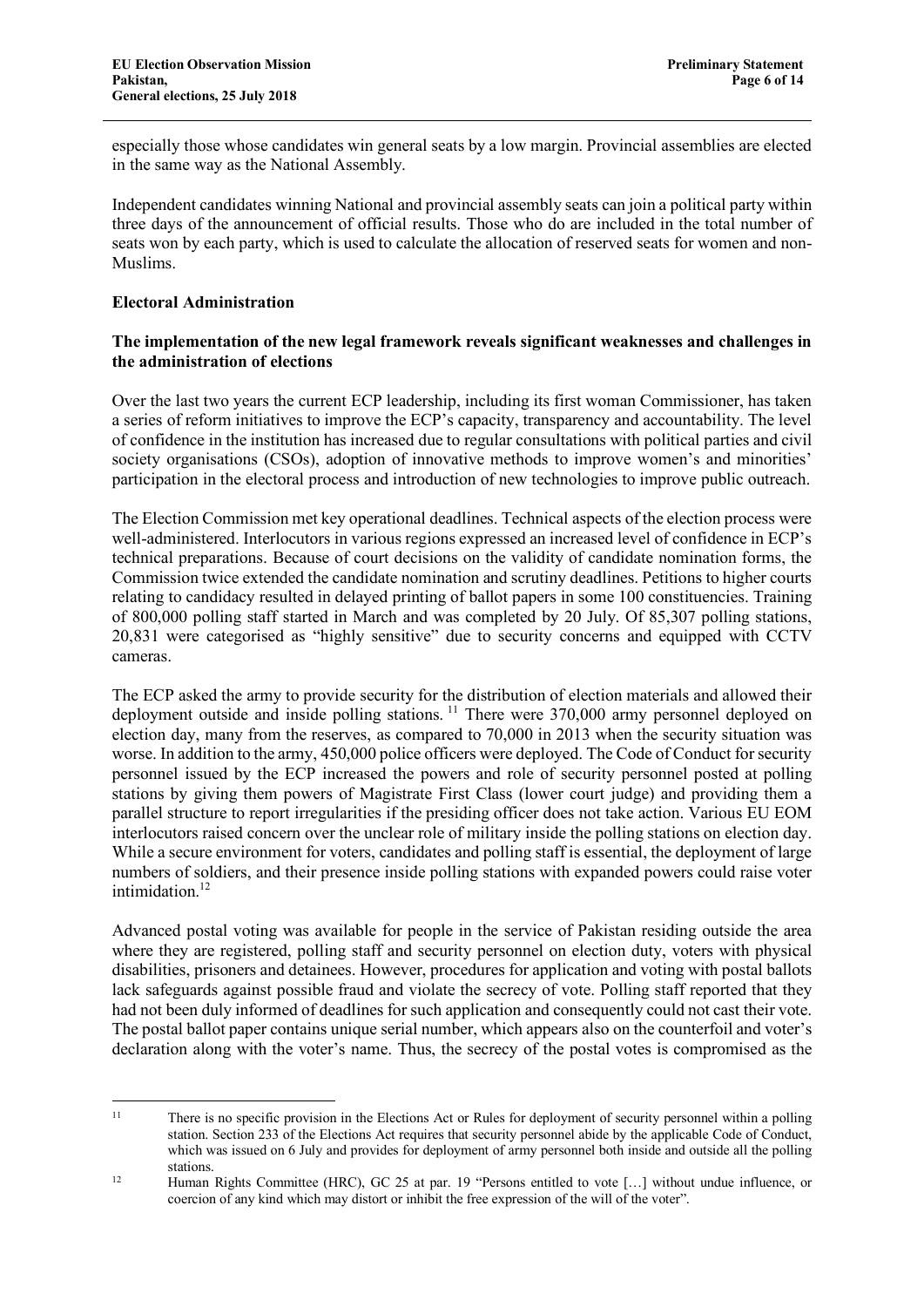especially those whose candidates win general seats by a low margin. Provincial assemblies are elected in the same way as the National Assembly.

Independent candidates winning National and provincial assembly seats can join a political party within three days of the announcement of official results. Those who do are included in the total number of seats won by each party, which is used to calculate the allocation of reserved seats for women and non-Muslims.

## Electoral Administration

### The implementation of the new legal framework reveals significant weaknesses and challenges in the administration of elections

Over the last two years the current ECP leadership, including its first woman Commissioner, has taken a series of reform initiatives to improve the ECP's capacity, transparency and accountability. The level of confidence in the institution has increased due to regular consultations with political parties and civil society organisations (CSOs), adoption of innovative methods to improve women's and minorities' participation in the electoral process and introduction of new technologies to improve public outreach.

The Election Commission met key operational deadlines. Technical aspects of the election process were well-administered. Interlocutors in various regions expressed an increased level of confidence in ECP's technical preparations. Because of court decisions on the validity of candidate nomination forms, the Commission twice extended the candidate nomination and scrutiny deadlines. Petitions to higher courts relating to candidacy resulted in delayed printing of ballot papers in some 100 constituencies. Training of 800,000 polling staff started in March and was completed by 20 July. Of 85,307 polling stations, 20,831 were categorised as "highly sensitive" due to security concerns and equipped with CCTV cameras.

The ECP asked the army to provide security for the distribution of election materials and allowed their deployment outside and inside polling stations.[11] There were 370,000 army personnel deployed on election day, many from the reserves, as compared to 70,000 in 2013 when the security situation was worse. In addition to the army, 450,000 police officers were deployed. The Code of Conduct for security personnel issued by the ECP increased the powers and role of security personnel posted at polling stations by giving them powers of Magistrate First Class (lower court judge) and providing them a parallel structure to report irregularities if the presiding officer does not take action. Various EU EOM interlocutors raised concern over the unclear role of military inside the polling stations on election day. While a secure environment for voters, candidates and polling staff is essential, the deployment of large numbers of soldiers, and their presence inside polling stations with expanded powers could raise voter intimidation.[12]

Advanced postal voting was available for people in the service of Pakistan residing outside the area where they are registered, polling staff and security personnel on election duty, voters with physical disabilities, prisoners and detainees. However, procedures for application and voting with postal ballots lack safeguards against possible fraud and violate the secrecy of vote. Polling staff reported that they had not been duly informed of deadlines for such application and consequently could not cast their vote. The postal ballot paper contains unique serial number, which appears also on the counterfoil and voter's declaration along with the voter's name. Thus, the secrecy of the postal votes is compromised as the

---

[11] There is no specific provision in the Elections Act or Rules for deployment of security personnel within a polling station. Section 233 of the Elections Act requires that security personnel abide by the applicable Code of Conduct, which was issued on 6 July and provides for deployment of army personnel both inside and outside all the polling stations.

[12] Human Rights Committee (HRC), GC 25 at par. 19 "Persons entitled to vote […] without undue influence, or coercion of any kind which may distort or inhibit the free expression of the will of the voter".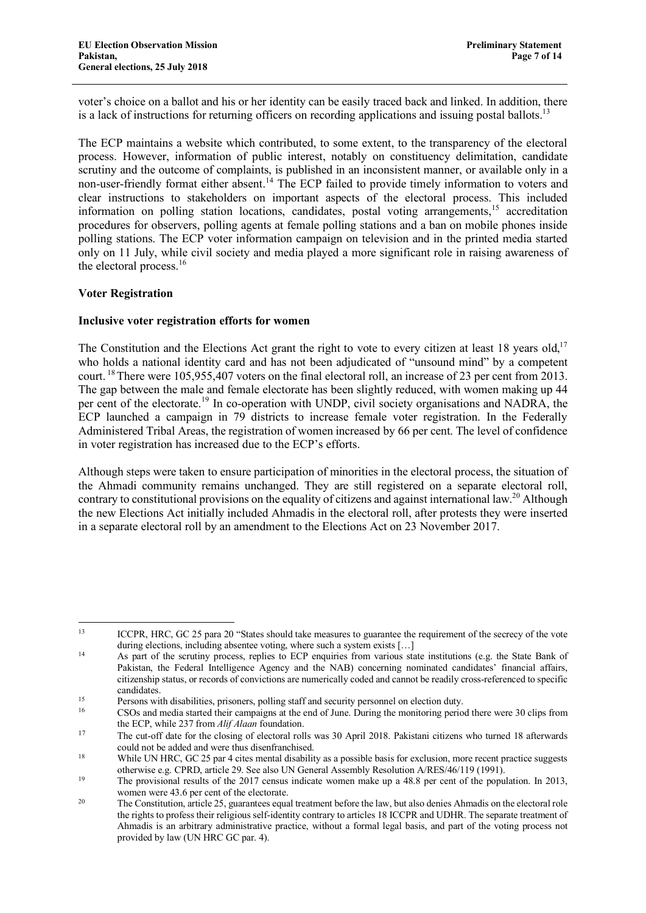voter's choice on a ballot and his or her identity can be easily traced back and linked. In addition, there is a lack of instructions for returning officers on recording applications and issuing postal ballots.[13]

The ECP maintains a website which contributed, to some extent, to the transparency of the electoral process. However, information of public interest, notably on constituency delimitation, candidate scrutiny and the outcome of complaints, is published in an inconsistent manner, or available only in a non-user-friendly format either absent.[14] The ECP failed to provide timely information to voters and clear instructions to stakeholders on important aspects of the electoral process. This included information on polling station locations, candidates, postal voting arrangements,[15] accreditation procedures for observers, polling agents at female polling stations and a ban on mobile phones inside polling stations. The ECP voter information campaign on television and in the printed media started only on 11 July, while civil society and media played a more significant role in raising awareness of the electoral process.[16]

## Voter Registration

### Inclusive voter registration efforts for women

The Constitution and the Elections Act grant the right to vote to every citizen at least 18 years old,[17] who holds a national identity card and has not been adjudicated of "unsound mind" by a competent court.[18] There were 105,955,407 voters on the final electoral roll, an increase of 23 per cent from 2013. The gap between the male and female electorate has been slightly reduced, with women making up 44 per cent of the electorate.[19] In co-operation with UNDP, civil society organisations and NADRA, the ECP launched a campaign in 79 districts to increase female voter registration. In the Federally Administered Tribal Areas, the registration of women increased by 66 per cent. The level of confidence in voter registration has increased due to the ECP's efforts.

Although steps were taken to ensure participation of minorities in the electoral process, the situation of the Ahmadi community remains unchanged. They are still registered on a separate electoral roll, contrary to constitutional provisions on the equality of citizens and against international law.[20] Although the new Elections Act initially included Ahmadis in the electoral roll, after protests they were inserted in a separate electoral roll by an amendment to the Elections Act on 23 November 2017.

---

[13] ICCPR, HRC, GC 25 para 20 "States should take measures to guarantee the requirement of the secrecy of the vote during elections, including absentee voting, where such a system exists […]

[14] As part of the scrutiny process, replies to ECP enquiries from various state institutions (e.g. the State Bank of Pakistan, the Federal Intelligence Agency and the NAB) concerning nominated candidates' financial affairs, citizenship status, or records of convictions are numerically coded and cannot be readily cross-referenced to specific candidates.

[15] Persons with disabilities, prisoners, polling staff and security personnel on election duty.

[16] CSOs and media started their campaigns at the end of June. During the monitoring period there were 30 clips from the ECP, while 237 from *Alif Alaan* foundation.

[17] The cut-off date for the closing of electoral rolls was 30 April 2018. Pakistani citizens who turned 18 afterwards could not be added and were thus disenfranchised.

[18] While UN HRC, GC 25 par 4 cites mental disability as a possible basis for exclusion, more recent practice suggests otherwise e.g. CPRD, article 29. See also UN General Assembly Resolution A/RES/46/119 (1991).

[19] The provisional results of the 2017 census indicate women make up a 48.8 per cent of the population. In 2013, women were 43.6 per cent of the electorate.

[20] The Constitution, article 25, guarantees equal treatment before the law, but also denies Ahmadis on the electoral role the rights to profess their religious self-identity contrary to articles 18 ICCPR and UDHR. The separate treatment of Ahmadis is an arbitrary administrative practice, without a formal legal basis, and part of the voting process not provided by law (UN HRC GC par. 4).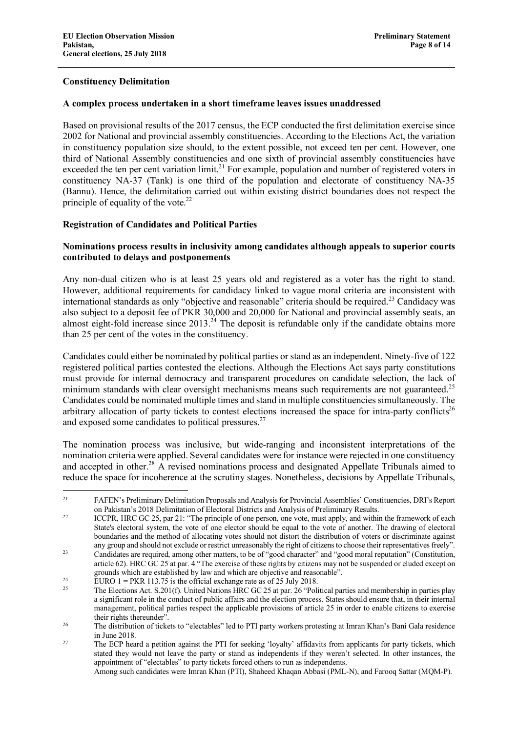## Constituency Delimitation

### A complex process undertaken in a short timeframe leaves issues unaddressed

Based on provisional results of the 2017 census, the ECP conducted the first delimitation exercise since 2002 for National and provincial assembly constituencies. According to the Elections Act, the variation in constituency population size should, to the extent possible, not exceed ten per cent. However, one third of National Assembly constituencies and one sixth of provincial assembly constituencies have exceeded the ten per cent variation limit.[21] For example, population and number of registered voters in constituency NA-37 (Tank) is one third of the population and electorate of constituency NA-35 (Bannu). Hence, the delimitation carried out within existing district boundaries does not respect the principle of equality of the vote.[22]

## Registration of Candidates and Political Parties

### Nominations process results in inclusivity among candidates although appeals to superior courts contributed to delays and postponements

Any non-dual citizen who is at least 25 years old and registered as a voter has the right to stand. However, additional requirements for candidacy linked to vague moral criteria are inconsistent with international standards as only "objective and reasonable" criteria should be required.[23] Candidacy was also subject to a deposit fee of PKR 30,000 and 20,000 for National and provincial assembly seats, an almost eight-fold increase since 2013.[24] The deposit is refundable only if the candidate obtains more than 25 per cent of the votes in the constituency.

Candidates could either be nominated by political parties or stand as an independent. Ninety-five of 122 registered political parties contested the elections. Although the Elections Act says party constitutions must provide for internal democracy and transparent procedures on candidate selection, the lack of minimum standards with clear oversight mechanisms means such requirements are not guaranteed.[25] Candidates could be nominated multiple times and stand in multiple constituencies simultaneously. The arbitrary allocation of party tickets to contest elections increased the space for intra-party conflicts[26] and exposed some candidates to political pressures.[27]

The nomination process was inclusive, but wide-ranging and inconsistent interpretations of the nomination criteria were applied. Several candidates were for instance were rejected in one constituency and accepted in other.[28] A revised nominations process and designated Appellate Tribunals aimed to reduce the space for incoherence at the scrutiny stages. Nonetheless, decisions by Appellate Tribunals,

---

[21] FAFEN's Preliminary Delimitation Proposals and Analysis for Provincial Assemblies' Constituencies, DRI's Report on Pakistan's 2018 Delimitation of Electoral Districts and Analysis of Preliminary Results.

[22] ICCPR, HRC GC 25, par 21: "The principle of one person, one vote, must apply, and within the framework of each State's electoral system, the vote of one elector should be equal to the vote of another. The drawing of electoral boundaries and the method of allocating votes should not distort the distribution of voters or discriminate against any group and should not exclude or restrict unreasonably the right of citizens to choose their representatives freely".

[23] Candidates are required, among other matters, to be of "good character" and "good moral reputation" (Constitution, article 62). HRC GC 25 at par. 4 "The exercise of these rights by citizens may not be suspended or eluded except on grounds which are established by law and which are objective and reasonable".

[24] EURO 1 = PKR 113.75 is the official exchange rate as of 25 July 2018.

[25] The Elections Act. S.201(f). United Nations HRC GC 25 at par. 26 "Political parties and membership in parties play a significant role in the conduct of public affairs and the election process. States should ensure that, in their internal management, political parties respect the applicable provisions of article 25 in order to enable citizens to exercise their rights thereunder".

[26] The distribution of tickets to "electables" led to PTI party workers protesting at Imran Khan's Bani Gala residence in June 2018.

[27] The ECP heard a petition against the PTI for seeking 'loyalty' affidavits from applicants for party tickets, which stated they would not leave the party or stand as independents if they weren't selected. In other instances, the appointment of "electables" to party tickets forced others to run as independents.

[28] Among such candidates were Imran Khan (PTI), Shaheed Khaqan Abbasi (PML-N), and Farooq Sattar (MQM-P).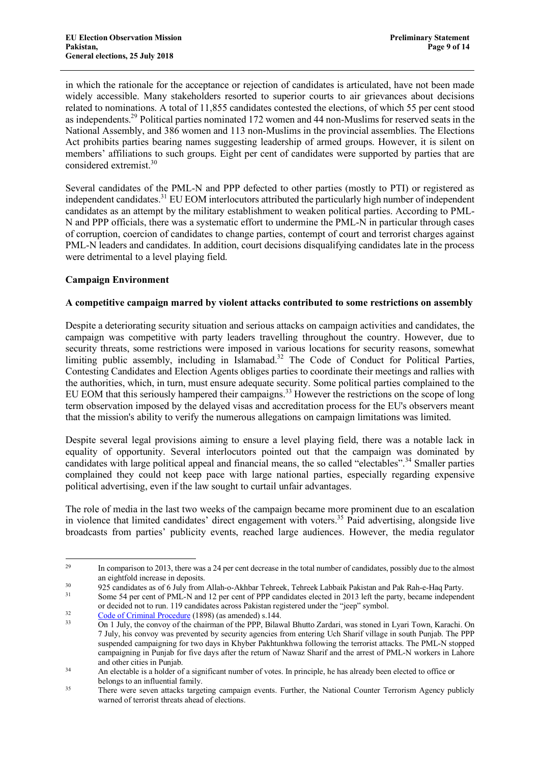in which the rationale for the acceptance or rejection of candidates is articulated, have not been made widely accessible. Many stakeholders resorted to superior courts to air grievances about decisions related to nominations. A total of 11,855 candidates contested the elections, of which 55 per cent stood as independents.[29] Political parties nominated 172 women and 44 non-Muslims for reserved seats in the National Assembly, and 386 women and 113 non-Muslims in the provincial assemblies. The Elections Act prohibits parties bearing names suggesting leadership of armed groups. However, it is silent on members' affiliations to such groups. Eight per cent of candidates were supported by parties that are considered extremist.[30]

Several candidates of the PML-N and PPP defected to other parties (mostly to PTI) or registered as independent candidates.[31] EU EOM interlocutors attributed the particularly high number of independent candidates as an attempt by the military establishment to weaken political parties. According to PML-N and PPP officials, there was a systematic effort to undermine the PML-N in particular through cases of corruption, coercion of candidates to change parties, contempt of court and terrorist charges against PML-N leaders and candidates. In addition, court decisions disqualifying candidates late in the process were detrimental to a level playing field.

**Campaign Environment**

**A competitive campaign marred by violent attacks contributed to some restrictions on assembly**

Despite a deteriorating security situation and serious attacks on campaign activities and candidates, the campaign was competitive with party leaders travelling throughout the country. However, due to security threats, some restrictions were imposed in various locations for security reasons, somewhat limiting public assembly, including in Islamabad.[32] The Code of Conduct for Political Parties, Contesting Candidates and Election Agents obliges parties to coordinate their meetings and rallies with the authorities, which, in turn, must ensure adequate security. Some political parties complained to the EU EOM that this seriously hampered their campaigns.[33] However the restrictions on the scope of long term observation imposed by the delayed visas and accreditation process for the EU's observers meant that the mission's ability to verify the numerous allegations on campaign limitations was limited.

Despite several legal provisions aiming to ensure a level playing field, there was a notable lack in equality of opportunity. Several interlocutors pointed out that the campaign was dominated by candidates with large political appeal and financial means, the so called "electables".[34] Smaller parties complained they could not keep pace with large national parties, especially regarding expensive political advertising, even if the law sought to curtail unfair advantages.

The role of media in the last two weeks of the campaign became more prominent due to an escalation in violence that limited candidates' direct engagement with voters.[35] Paid advertising, alongside live broadcasts from parties' publicity events, reached large audiences. However, the media regulator

---

[29] In comparison to 2013, there was a 24 per cent decrease in the total number of candidates, possibly due to the almost an eightfold increase in deposits.

[30] 925 candidates as of 6 July from Allah-o-Akhbar Tehreek, Tehreek Labbaik Pakistan and Pak Rah-e-Haq Party.

[31] Some 54 per cent of PML-N and 12 per cent of PPP candidates elected in 2013 left the party, became independent or decided not to run. 119 candidates across Pakistan registered under the "jeep" symbol.

[32] Code of Criminal Procedure (1898) (as amended) s.144.

[33] On 1 July, the convoy of the chairman of the PPP, Bilawal Bhutto Zardari, was stoned in Lyari Town, Karachi. On 7 July, his convoy was prevented by security agencies from entering Uch Sharif village in south Punjab. The PPP suspended campaigning for two days in Khyber Pakhtunkhwa following the terrorist attacks. The PML-N stopped campaigning in Punjab for five days after the return of Nawaz Sharif and the arrest of PML-N workers in Lahore and other cities in Punjab.

[34] An electable is a holder of a significant number of votes. In principle, he has already been elected to office or belongs to an influential family.

[35] There were seven attacks targeting campaign events. Further, the National Counter Terrorism Agency publicly warned of terrorist threats ahead of elections.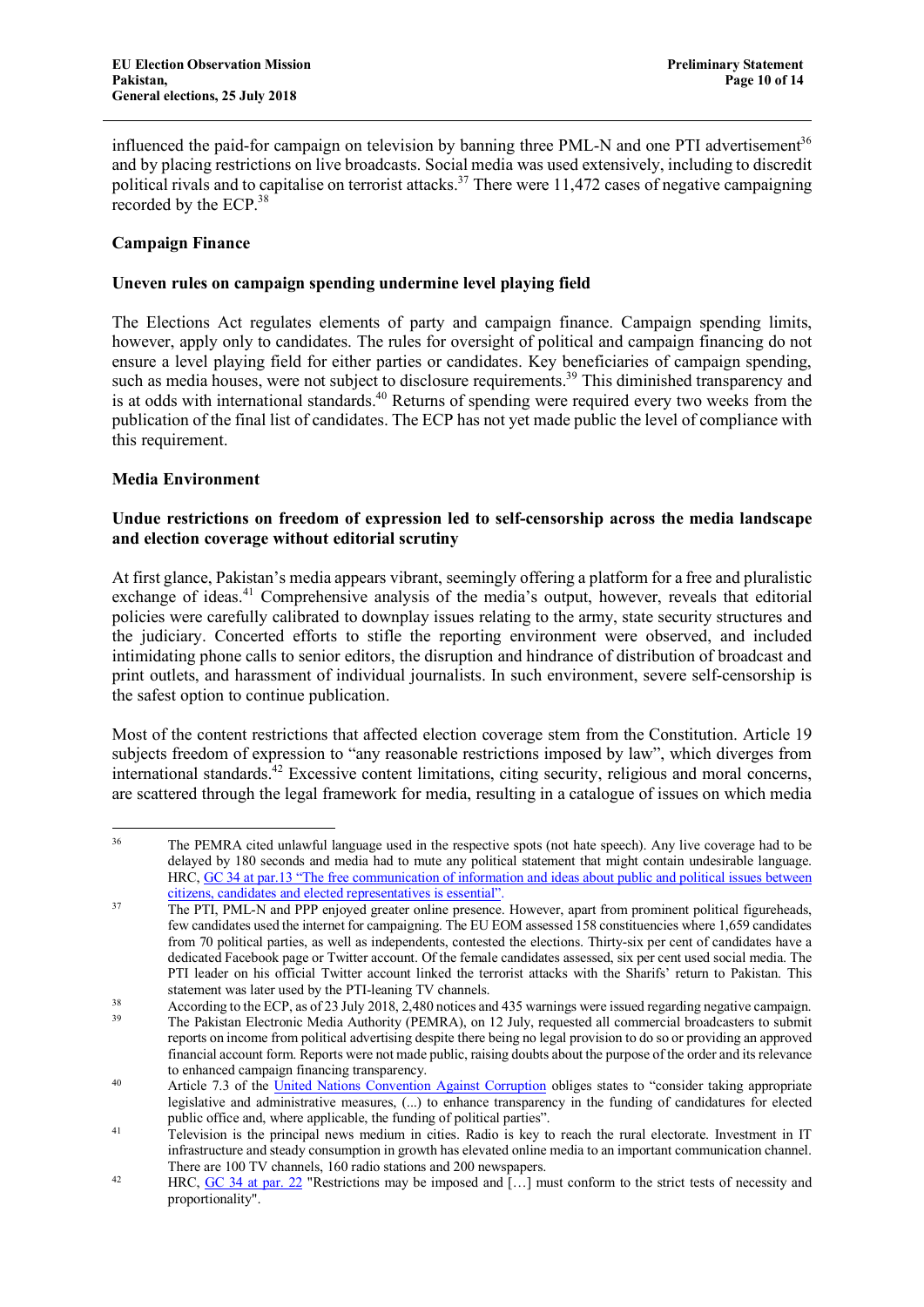influenced the paid-for campaign on television by banning three PML-N and one PTI advertisement[36] and by placing restrictions on live broadcasts. Social media was used extensively, including to discredit political rivals and to capitalise on terrorist attacks.[37] There were 11,472 cases of negative campaigning recorded by the ECP.[38]

## Campaign Finance

### Uneven rules on campaign spending undermine level playing field

The Elections Act regulates elements of party and campaign finance. Campaign spending limits, however, apply only to candidates. The rules for oversight of political and campaign financing do not ensure a level playing field for either parties or candidates. Key beneficiaries of campaign spending, such as media houses, were not subject to disclosure requirements.[39] This diminished transparency and is at odds with international standards.[40] Returns of spending were required every two weeks from the publication of the final list of candidates. The ECP has not yet made public the level of compliance with this requirement.

## Media Environment

### Undue restrictions on freedom of expression led to self-censorship across the media landscape and election coverage without editorial scrutiny

At first glance, Pakistan's media appears vibrant, seemingly offering a platform for a free and pluralistic exchange of ideas.[41] Comprehensive analysis of the media's output, however, reveals that editorial policies were carefully calibrated to downplay issues relating to the army, state security structures and the judiciary. Concerted efforts to stifle the reporting environment were observed, and included intimidating phone calls to senior editors, the disruption and hindrance of distribution of broadcast and print outlets, and harassment of individual journalists. In such environment, severe self-censorship is the safest option to continue publication.

Most of the content restrictions that affected election coverage stem from the Constitution. Article 19 subjects freedom of expression to "any reasonable restrictions imposed by law", which diverges from international standards.[42] Excessive content limitations, citing security, religious and moral concerns, are scattered through the legal framework for media, resulting in a catalogue of issues on which media

---

[36] The PEMRA cited unlawful language used in the respective spots (not hate speech). Any live coverage had to be delayed by 180 seconds and media had to mute any political statement that might contain undesirable language. HRC, GC 34 at par.13 "The free communication of information and ideas about public and political issues between citizens, candidates and elected representatives is essential".

[37] The PTI, PML-N and PPP enjoyed greater online presence. However, apart from prominent political figureheads, few candidates used the internet for campaigning. The EU EOM assessed 158 constituencies where 1,659 candidates from 70 political parties, as well as independents, contested the elections. Thirty-six per cent of candidates have a dedicated Facebook page or Twitter account. Of the female candidates assessed, six per cent used social media. The PTI leader on his official Twitter account linked the terrorist attacks with the Sharifs' return to Pakistan. This statement was later used by the PTI-leaning TV channels.

[38] According to the ECP, as of 23 July 2018, 2,480 notices and 435 warnings were issued regarding negative campaign.

[39] The Pakistan Electronic Media Authority (PEMRA), on 12 July, requested all commercial broadcasters to submit reports on income from political advertising despite there being no legal provision to do so or providing an approved financial account form. Reports were not made public, raising doubts about the purpose of the order and its relevance to enhanced campaign financing transparency.

[40] Article 7.3 of the United Nations Convention Against Corruption obliges states to "consider taking appropriate legislative and administrative measures, (...) to enhance transparency in the funding of candidatures for elected public office and, where applicable, the funding of political parties".

[41] Television is the principal news medium in cities. Radio is key to reach the rural electorate. Investment in IT infrastructure and steady consumption in growth has elevated online media to an important communication channel. There are 100 TV channels, 160 radio stations and 200 newspapers.

[42] HRC, GC 34 at par. 22 "Restrictions may be imposed and [...] must conform to the strict tests of necessity and proportionality".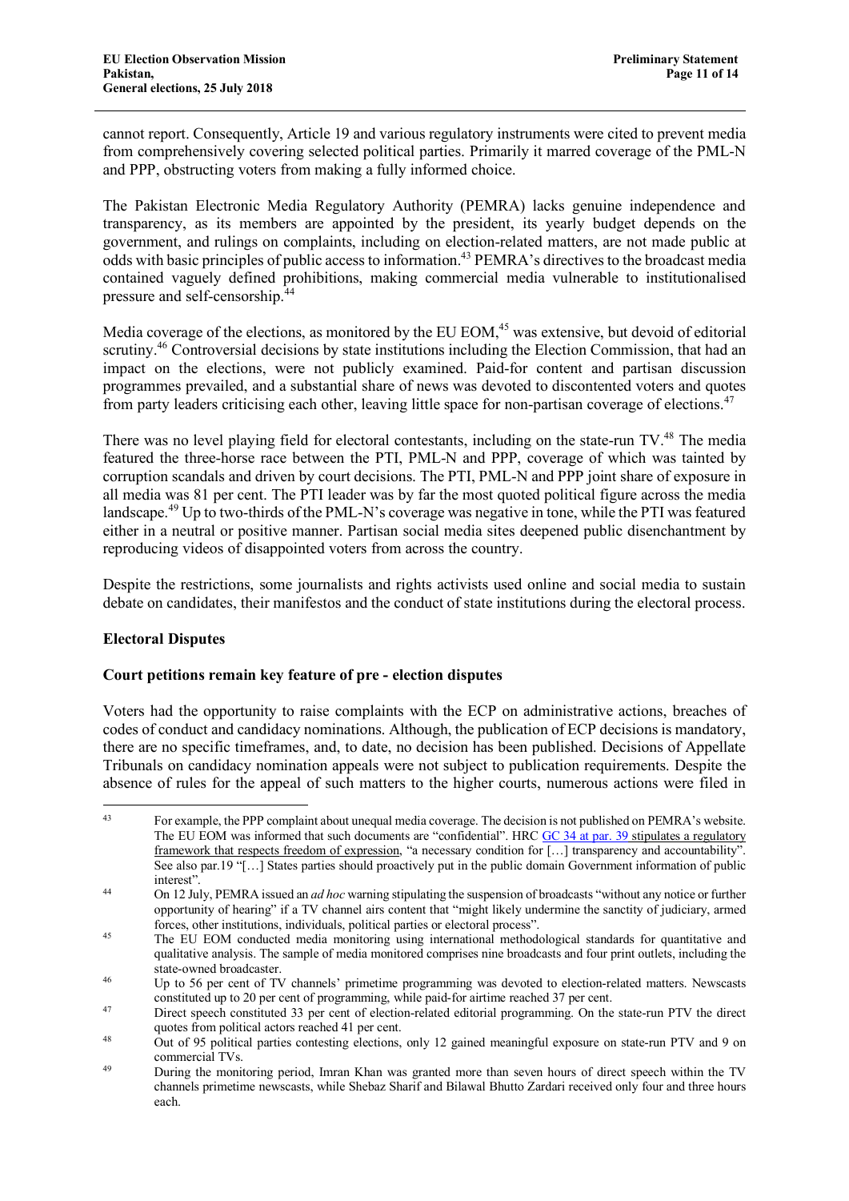cannot report. Consequently, Article 19 and various regulatory instruments were cited to prevent media from comprehensively covering selected political parties. Primarily it marred coverage of the PML-N and PPP, obstructing voters from making a fully informed choice.

The Pakistan Electronic Media Regulatory Authority (PEMRA) lacks genuine independence and transparency, as its members are appointed by the president, its yearly budget depends on the government, and rulings on complaints, including on election-related matters, are not made public at odds with basic principles of public access to information.[43] PEMRA's directives to the broadcast media contained vaguely defined prohibitions, making commercial media vulnerable to institutionalised pressure and self-censorship.[44]

Media coverage of the elections, as monitored by the EU EOM,[45] was extensive, but devoid of editorial scrutiny.[46] Controversial decisions by state institutions including the Election Commission, that had an impact on the elections, were not publicly examined. Paid-for content and partisan discussion programmes prevailed, and a substantial share of news was devoted to discontented voters and quotes from party leaders criticising each other, leaving little space for non-partisan coverage of elections.[47]

There was no level playing field for electoral contestants, including on the state-run TV.[48] The media featured the three-horse race between the PTI, PML-N and PPP, coverage of which was tainted by corruption scandals and driven by court decisions. The PTI, PML-N and PPP joint share of exposure in all media was 81 per cent. The PTI leader was by far the most quoted political figure across the media landscape.[49] Up to two-thirds of the PML-N's coverage was negative in tone, while the PTI was featured either in a neutral or positive manner. Partisan social media sites deepened public disenchantment by reproducing videos of disappointed voters from across the country.

Despite the restrictions, some journalists and rights activists used online and social media to sustain debate on candidates, their manifestos and the conduct of state institutions during the electoral process.

### Electoral Disputes

#### Court petitions remain key feature of pre - election disputes

Voters had the opportunity to raise complaints with the ECP on administrative actions, breaches of codes of conduct and candidacy nominations. Although, the publication of ECP decisions is mandatory, there are no specific timeframes, and, to date, no decision has been published. Decisions of Appellate Tribunals on candidacy nomination appeals were not subject to publication requirements. Despite the absence of rules for the appeal of such matters to the higher courts, numerous actions were filed in

---

[43] For example, the PPP complaint about unequal media coverage. The decision is not published on PEMRA's website. The EU EOM was informed that such documents are "confidential". HRC GC 34 at par. 39 stipulates a regulatory framework that respects freedom of expression, "a necessary condition for […] transparency and accountability". See also par.19 "[…] States parties should proactively put in the public domain Government information of public interest".

[44] On 12 July, PEMRA issued an *ad hoc* warning stipulating the suspension of broadcasts "without any notice or further opportunity of hearing" if a TV channel airs content that "might likely undermine the sanctity of judiciary, armed forces, other institutions, individuals, political parties or electoral process".

[45] The EU EOM conducted media monitoring using international methodological standards for quantitative and qualitative analysis. The sample of media monitored comprises nine broadcasts and four print outlets, including the state-owned broadcaster.

[46] Up to 56 per cent of TV channels' primetime programming was devoted to election-related matters. Newscasts constituted up to 20 per cent of programming, while paid-for airtime reached 37 per cent.

[47] Direct speech constituted 33 per cent of election-related editorial programming. On the state-run PTV the direct quotes from political actors reached 41 per cent.

[48] Out of 95 political parties contesting elections, only 12 gained meaningful exposure on state-run PTV and 9 on commercial TVs.

[49] During the monitoring period, Imran Khan was granted more than seven hours of direct speech within the TV channels primetime newscasts, while Shebaz Sharif and Bilawal Bhutto Zardari received only four and three hours each.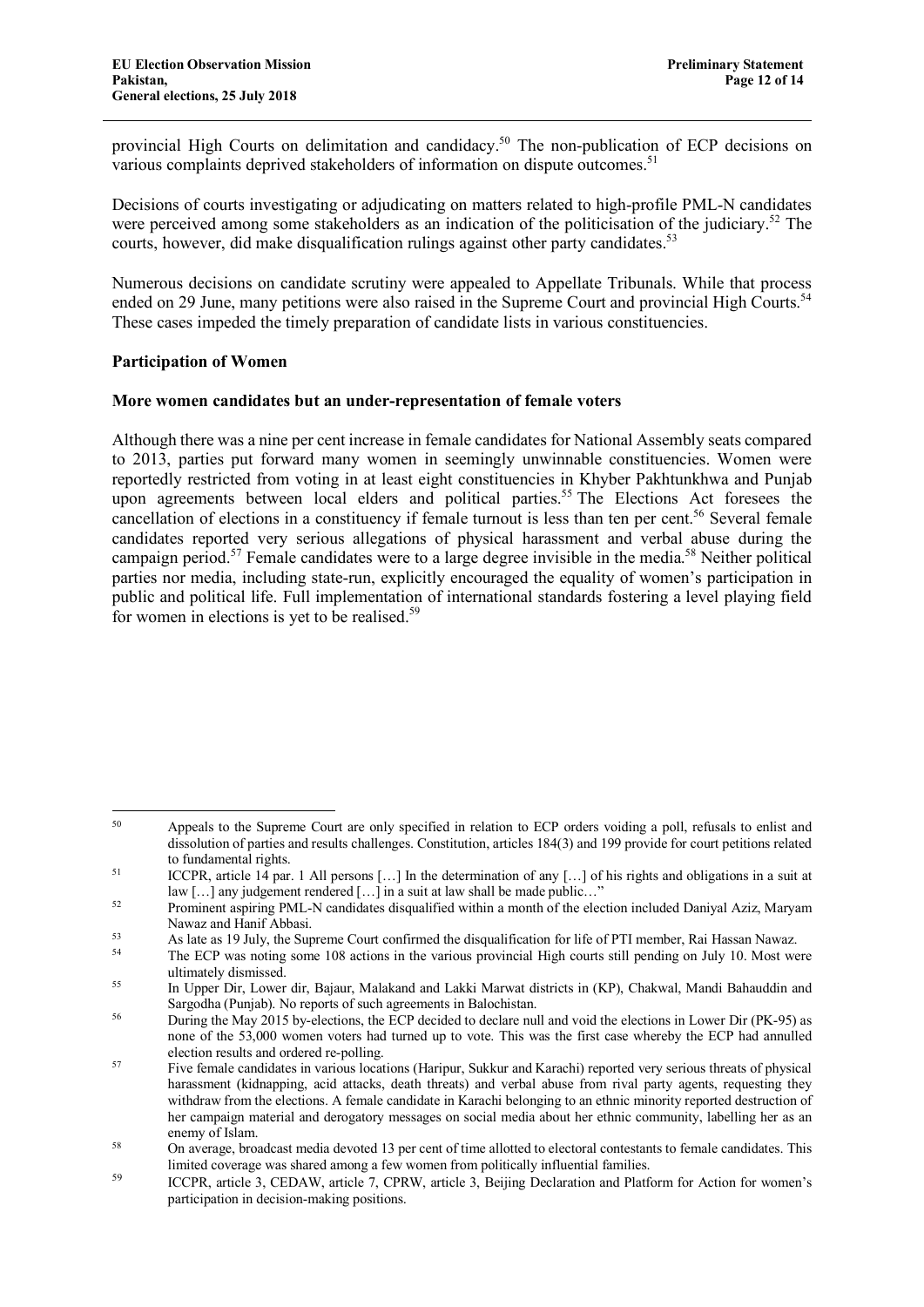provincial High Courts on delimitation and candidacy.[50] The non-publication of ECP decisions on various complaints deprived stakeholders of information on dispute outcomes.[51]

Decisions of courts investigating or adjudicating on matters related to high-profile PML-N candidates were perceived among some stakeholders as an indication of the politicisation of the judiciary.[52] The courts, however, did make disqualification rulings against other party candidates.[53]

Numerous decisions on candidate scrutiny were appealed to Appellate Tribunals. While that process ended on 29 June, many petitions were also raised in the Supreme Court and provincial High Courts.[54] These cases impeded the timely preparation of candidate lists in various constituencies.

**Participation of Women**

**More women candidates but an under-representation of female voters**

Although there was a nine per cent increase in female candidates for National Assembly seats compared to 2013, parties put forward many women in seemingly unwinnable constituencies. Women were reportedly restricted from voting in at least eight constituencies in Khyber Pakhtunkhwa and Punjab upon agreements between local elders and political parties.[55] The Elections Act foresees the cancellation of elections in a constituency if female turnout is less than ten per cent.[56] Several female candidates reported very serious allegations of physical harassment and verbal abuse during the campaign period.[57] Female candidates were to a large degree invisible in the media.[58] Neither political parties nor media, including state-run, explicitly encouraged the equality of women's participation in public and political life. Full implementation of international standards fostering a level playing field for women in elections is yet to be realised.[59]

---

[50] Appeals to the Supreme Court are only specified in relation to ECP orders voiding a poll, refusals to enlist and dissolution of parties and results challenges. Constitution, articles 184(3) and 199 provide for court petitions related to fundamental rights.

[51] ICCPR, article 14 par. 1 All persons […] In the determination of any […] of his rights and obligations in a suit at law […] any judgement rendered […] in a suit at law shall be made public…"

[52] Prominent aspiring PML-N candidates disqualified within a month of the election included Daniyal Aziz, Maryam Nawaz and Hanif Abbasi.

[53] As late as 19 July, the Supreme Court confirmed the disqualification for life of PTI member, Rai Hassan Nawaz.

[54] The ECP was noting some 108 actions in the various provincial High courts still pending on July 10. Most were ultimately dismissed.

[55] In Upper Dir, Lower dir, Bajaur, Malakand and Lakki Marwat districts in (KP), Chakwal, Mandi Bahauddin and Sargodha (Punjab). No reports of such agreements in Balochistan.

[56] During the May 2015 by-elections, the ECP decided to declare null and void the elections in Lower Dir (PK-95) as none of the 53,000 women voters had turned up to vote. This was the first case whereby the ECP had annulled election results and ordered re-polling.

[57] Five female candidates in various locations (Haripur, Sukkur and Karachi) reported very serious threats of physical harassment (kidnapping, acid attacks, death threats) and verbal abuse from rival party agents, requesting they withdraw from the elections. A female candidate in Karachi belonging to an ethnic minority reported destruction of her campaign material and derogatory messages on social media about her ethnic community, labelling her as an enemy of Islam.

[58] On average, broadcast media devoted 13 per cent of time allotted to electoral contestants to female candidates. This limited coverage was shared among a few women from politically influential families.

[59] ICCPR, article 3, CEDAW, article 7, CPRW, article 3, Beijing Declaration and Platform for Action for women's participation in decision-making positions.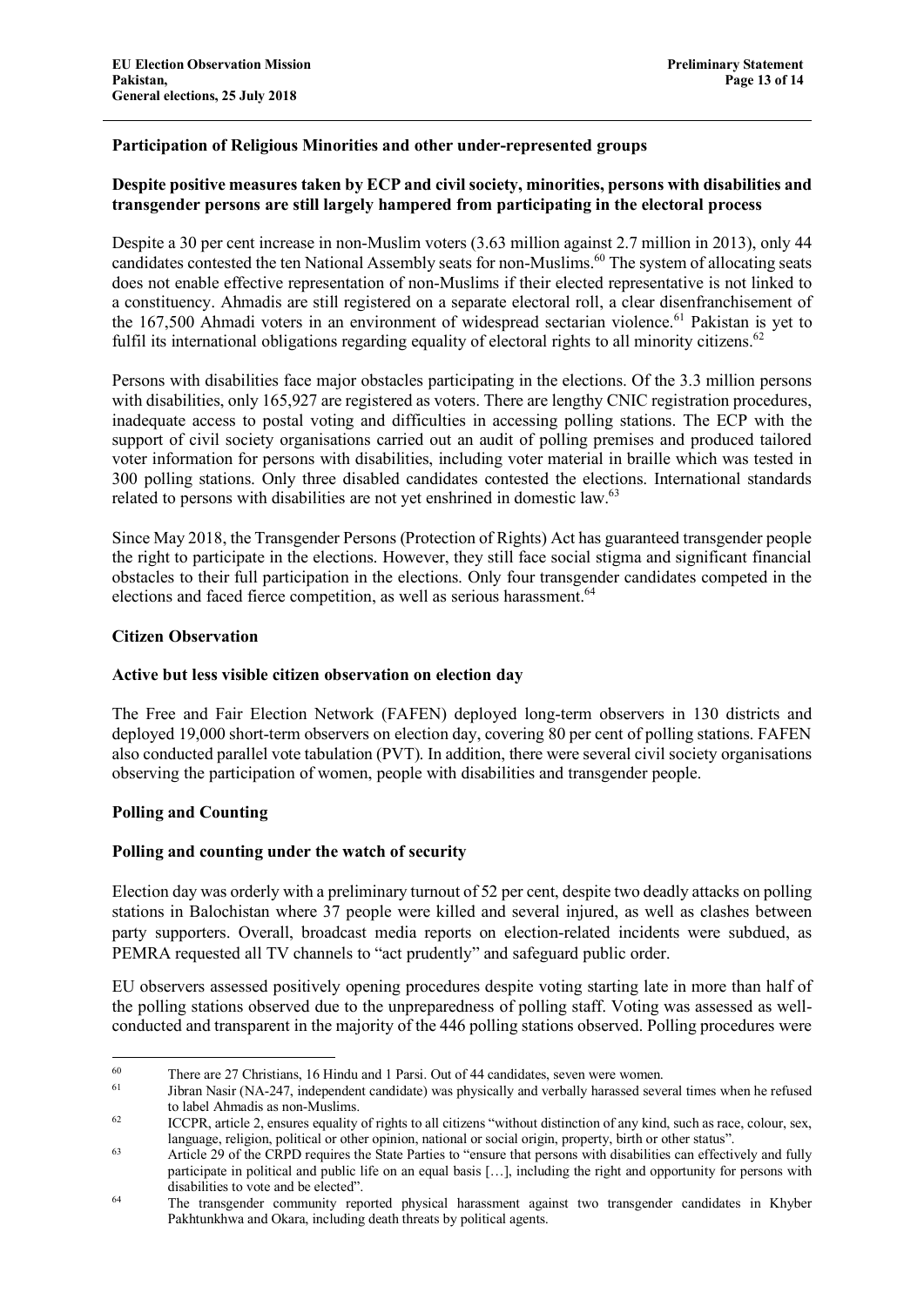**Participation of Religious Minorities and other under-represented groups**

**Despite positive measures taken by ECP and civil society, minorities, persons with disabilities and transgender persons are still largely hampered from participating in the electoral process**

Despite a 30 per cent increase in non-Muslim voters (3.63 million against 2.7 million in 2013), only 44 candidates contested the ten National Assembly seats for non-Muslims.[60] The system of allocating seats does not enable effective representation of non-Muslims if their elected representative is not linked to a constituency. Ahmadis are still registered on a separate electoral roll, a clear disenfranchisement of the 167,500 Ahmadi voters in an environment of widespread sectarian violence.[61] Pakistan is yet to fulfil its international obligations regarding equality of electoral rights to all minority citizens.[62]

Persons with disabilities face major obstacles participating in the elections. Of the 3.3 million persons with disabilities, only 165,927 are registered as voters. There are lengthy CNIC registration procedures, inadequate access to postal voting and difficulties in accessing polling stations. The ECP with the support of civil society organisations carried out an audit of polling premises and produced tailored voter information for persons with disabilities, including voter material in braille which was tested in 300 polling stations. Only three disabled candidates contested the elections. International standards related to persons with disabilities are not yet enshrined in domestic law.[63]

Since May 2018, the Transgender Persons (Protection of Rights) Act has guaranteed transgender people the right to participate in the elections. However, they still face social stigma and significant financial obstacles to their full participation in the elections. Only four transgender candidates competed in the elections and faced fierce competition, as well as serious harassment.[64]

**Citizen Observation**

**Active but less visible citizen observation on election day**

The Free and Fair Election Network (FAFEN) deployed long-term observers in 130 districts and deployed 19,000 short-term observers on election day, covering 80 per cent of polling stations. FAFEN also conducted parallel vote tabulation (PVT). In addition, there were several civil society organisations observing the participation of women, people with disabilities and transgender people.

**Polling and Counting**

**Polling and counting under the watch of security**

Election day was orderly with a preliminary turnout of 52 per cent, despite two deadly attacks on polling stations in Balochistan where 37 people were killed and several injured, as well as clashes between party supporters. Overall, broadcast media reports on election-related incidents were subdued, as PEMRA requested all TV channels to "act prudently" and safeguard public order.

EU observers assessed positively opening procedures despite voting starting late in more than half of the polling stations observed due to the unpreparedness of polling staff. Voting was assessed as well-conducted and transparent in the majority of the 446 polling stations observed. Polling procedures were

---

[60] There are 27 Christians, 16 Hindu and 1 Parsi. Out of 44 candidates, seven were women.

[61] Jibran Nasir (NA-247, independent candidate) was physically and verbally harassed several times when he refused to label Ahmadis as non-Muslims.

[62] ICCPR, article 2, ensures equality of rights to all citizens "without distinction of any kind, such as race, colour, sex, language, religion, political or other opinion, national or social origin, property, birth or other status".

[63] Article 29 of the CRPD requires the State Parties to "ensure that persons with disabilities can effectively and fully participate in political and public life on an equal basis […], including the right and opportunity for persons with disabilities to vote and be elected".

[64] The transgender community reported physical harassment against two transgender candidates in Khyber Pakhtunkhwa and Okara, including death threats by political agents.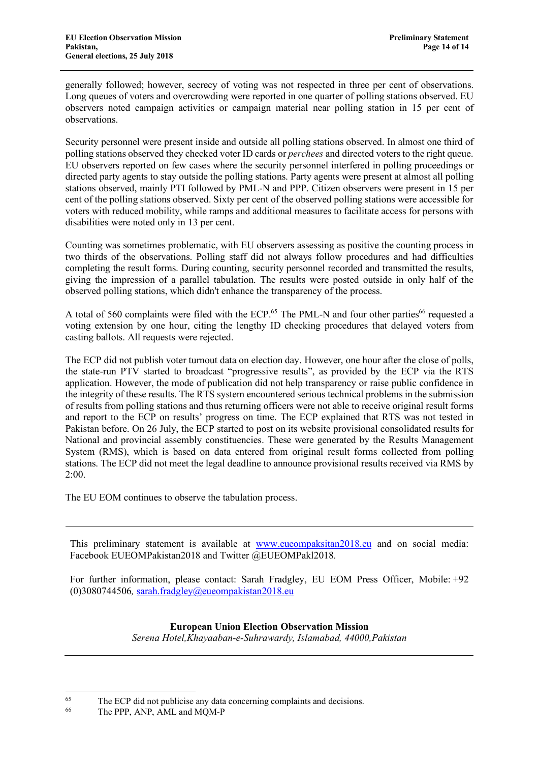generally followed; however, secrecy of voting was not respected in three per cent of observations. Long queues of voters and overcrowding were reported in one quarter of polling stations observed. EU observers noted campaign activities or campaign material near polling station in 15 per cent of observations.

Security personnel were present inside and outside all polling stations observed. In almost one third of polling stations observed they checked voter ID cards or *perchees* and directed voters to the right queue. EU observers reported on few cases where the security personnel interfered in polling proceedings or directed party agents to stay outside the polling stations. Party agents were present at almost all polling stations observed, mainly PTI followed by PML-N and PPP. Citizen observers were present in 15 per cent of the polling stations observed. Sixty per cent of the observed polling stations were accessible for voters with reduced mobility, while ramps and additional measures to facilitate access for persons with disabilities were noted only in 13 per cent.

Counting was sometimes problematic, with EU observers assessing as positive the counting process in two thirds of the observations. Polling staff did not always follow procedures and had difficulties completing the result forms. During counting, security personnel recorded and transmitted the results, giving the impression of a parallel tabulation. The results were posted outside in only half of the observed polling stations, which didn't enhance the transparency of the process.

A total of 560 complaints were filed with the ECP.[65] The PML-N and four other parties[66] requested a voting extension by one hour, citing the lengthy ID checking procedures that delayed voters from casting ballots. All requests were rejected.

The ECP did not publish voter turnout data on election day. However, one hour after the close of polls, the state-run PTV started to broadcast "progressive results", as provided by the ECP via the RTS application. However, the mode of publication did not help transparency or raise public confidence in the integrity of these results. The RTS system encountered serious technical problems in the submission of results from polling stations and thus returning officers were not able to receive original result forms and report to the ECP on results' progress on time. The ECP explained that RTS was not tested in Pakistan before. On 26 July, the ECP started to post on its website provisional consolidated results for National and provincial assembly constituencies. These were generated by the Results Management System (RMS), which is based on data entered from original result forms collected from polling stations. The ECP did not meet the legal deadline to announce provisional results received via RMS by 2:00.

The EU EOM continues to observe the tabulation process.

---

This preliminary statement is available at www.eueompaksitan2018.eu and on social media: Facebook EUEOMPakistan2018 and Twitter @EUEOMPakl2018.

For further information, please contact: Sarah Fradgley, EU EOM Press Officer, Mobile: +92 (0)3080744506*,* sarah.fradgley@eueompakistan2018.eu

**European Union Election Observation Mission**
*Serena Hotel,Khayaaban-e-Suhrawardy, Islamabad, 44000,Pakistan*

---

[65] The ECP did not publicise any data concerning complaints and decisions.

[66] The PPP, ANP, AML and MQM-P